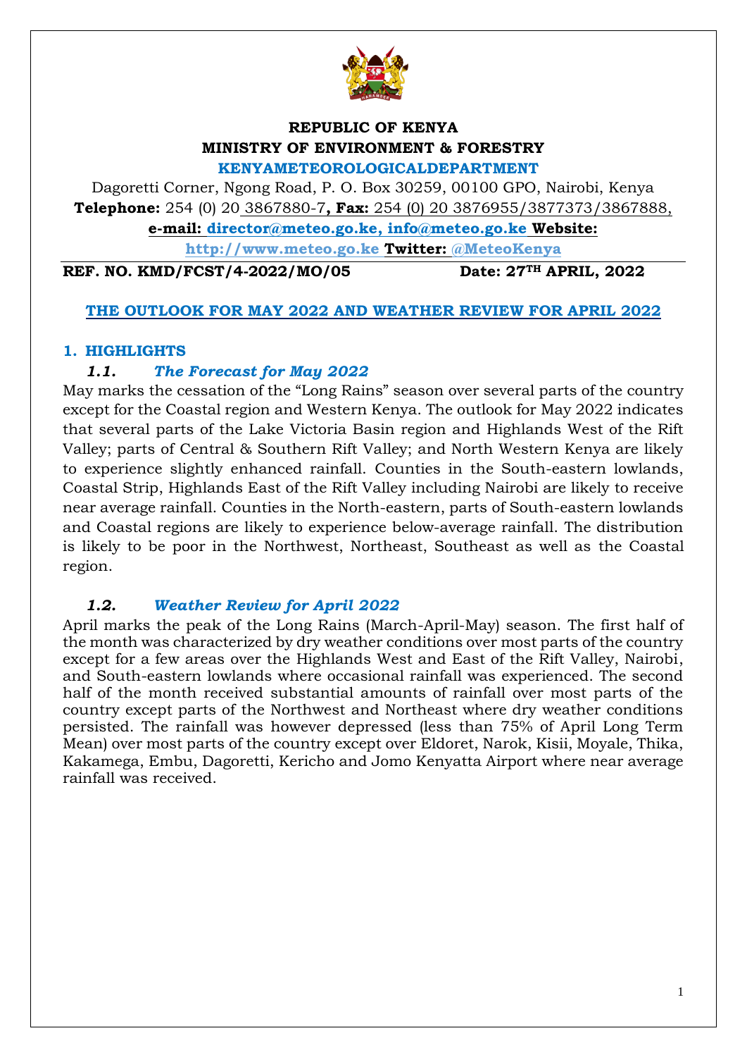**REPUBLIC OF KENYA**
**MINISTRY OF ENVIRONMENT & FORESTRY**
**KENYAMETEOROLOGICALDEPARTMENT**

Dagoretti Corner, Ngong Road, P. O. Box 30259, 00100 GPO, Nairobi, Kenya
**Telephone:** 254 (0) 20 3867880-7**, Fax:** 254 (0) 20 3876955/3877373/3867888,
**e-mail: director@meteo.go.ke, info@meteo.go.ke Website: http://www.meteo.go.ke Twitter: @MeteoKenya**

**REF. NO. KMD/FCST/4-2022/MO/05** **Date: 27TH APRIL, 2022**

**THE OUTLOOK FOR MAY 2022 AND WEATHER REVIEW FOR APRIL 2022**

## 1. HIGHLIGHTS

### *1.1. The Forecast for May 2022*

May marks the cessation of the "Long Rains" season over several parts of the country except for the Coastal region and Western Kenya. The outlook for May 2022 indicates that several parts of the Lake Victoria Basin region and Highlands West of the Rift Valley; parts of Central & Southern Rift Valley; and North Western Kenya are likely to experience slightly enhanced rainfall. Counties in the South-eastern lowlands, Coastal Strip, Highlands East of the Rift Valley including Nairobi are likely to receive near average rainfall. Counties in the North-eastern, parts of South-eastern lowlands and Coastal regions are likely to experience below-average rainfall. The distribution is likely to be poor in the Northwest, Northeast, Southeast as well as the Coastal region.

### *1.2. Weather Review for April 2022*

April marks the peak of the Long Rains (March-April-May) season. The first half of the month was characterized by dry weather conditions over most parts of the country except for a few areas over the Highlands West and East of the Rift Valley, Nairobi, and South-eastern lowlands where occasional rainfall was experienced. The second half of the month received substantial amounts of rainfall over most parts of the country except parts of the Northwest and Northeast where dry weather conditions persisted. The rainfall was however depressed (less than 75% of April Long Term Mean) over most parts of the country except over Eldoret, Narok, Kisii, Moyale, Thika, Kakamega, Embu, Dagoretti, Kericho and Jomo Kenyatta Airport where near average rainfall was received.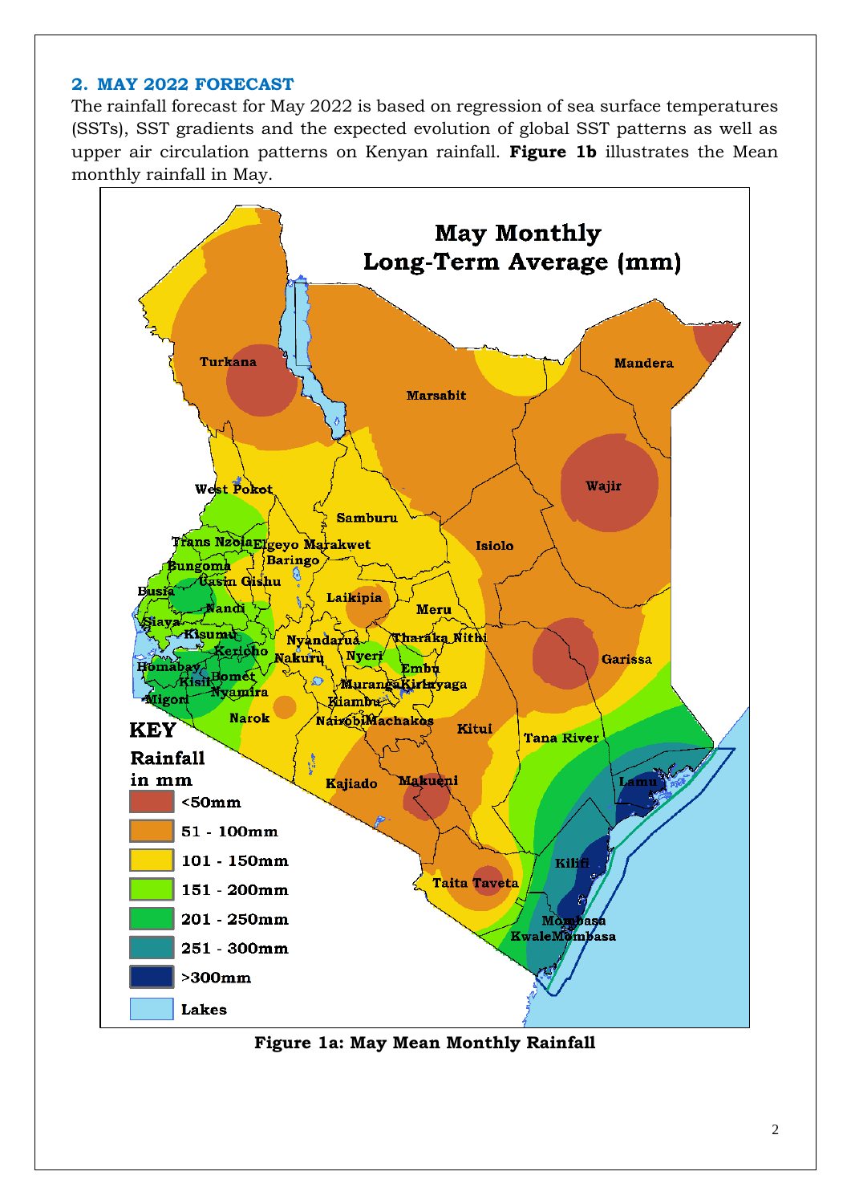## 2. MAY 2022 FORECAST

The rainfall forecast for May 2022 is based on regression of sea surface temperatures (SSTs), SST gradients and the expected evolution of global SST patterns as well as upper air circulation patterns on Kenyan rainfall. **Figure 1b** illustrates the Mean monthly rainfall in May.

**Figure 1a: May Mean Monthly Rainfall**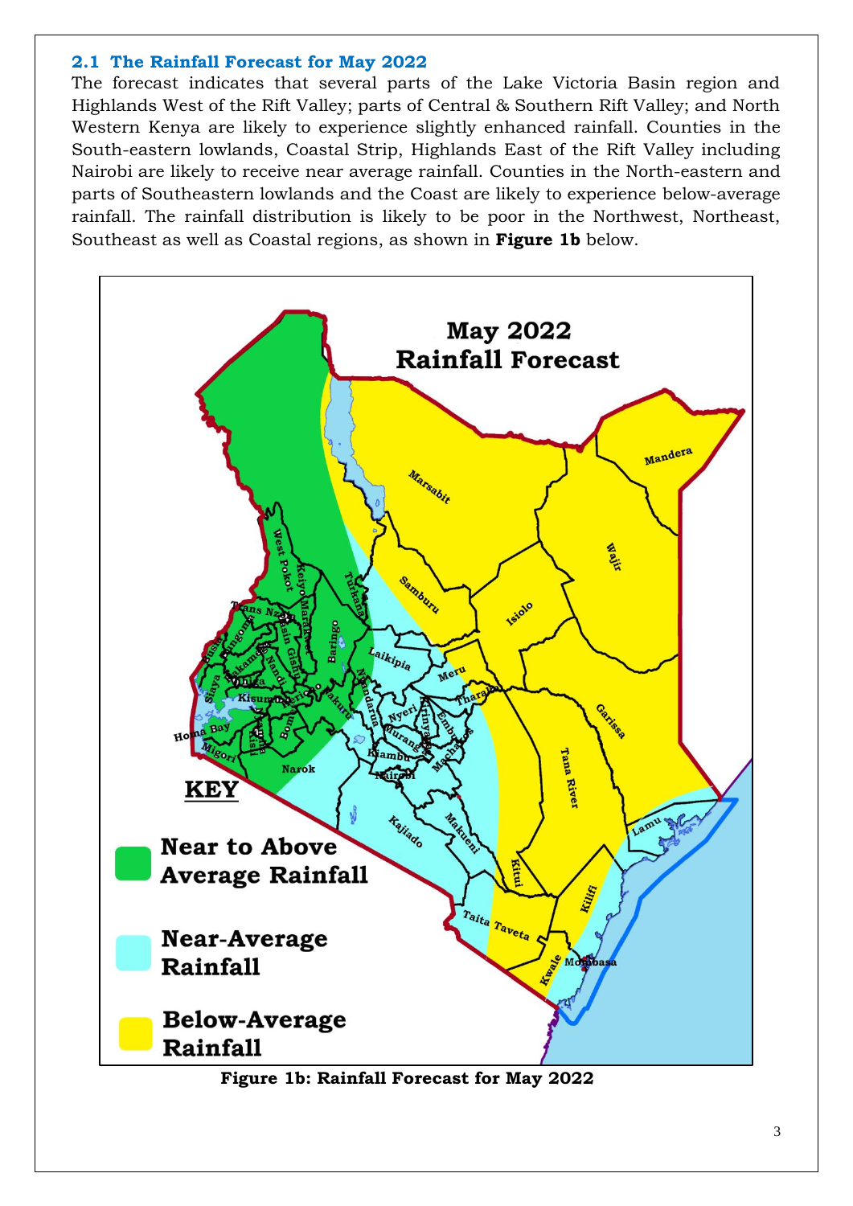## 2.1 The Rainfall Forecast for May 2022

The forecast indicates that several parts of the Lake Victoria Basin region and Highlands West of the Rift Valley; parts of Central & Southern Rift Valley; and North Western Kenya are likely to experience slightly enhanced rainfall. Counties in the South-eastern lowlands, Coastal Strip, Highlands East of the Rift Valley including Nairobi are likely to receive near average rainfall. Counties in the North-eastern and parts of Southeastern lowlands and the Coast are likely to experience below-average rainfall. The rainfall distribution is likely to be poor in the Northwest, Northeast, Southeast as well as Coastal regions, as shown in **Figure 1b** below.

**Figure 1b: Rainfall Forecast for May 2022**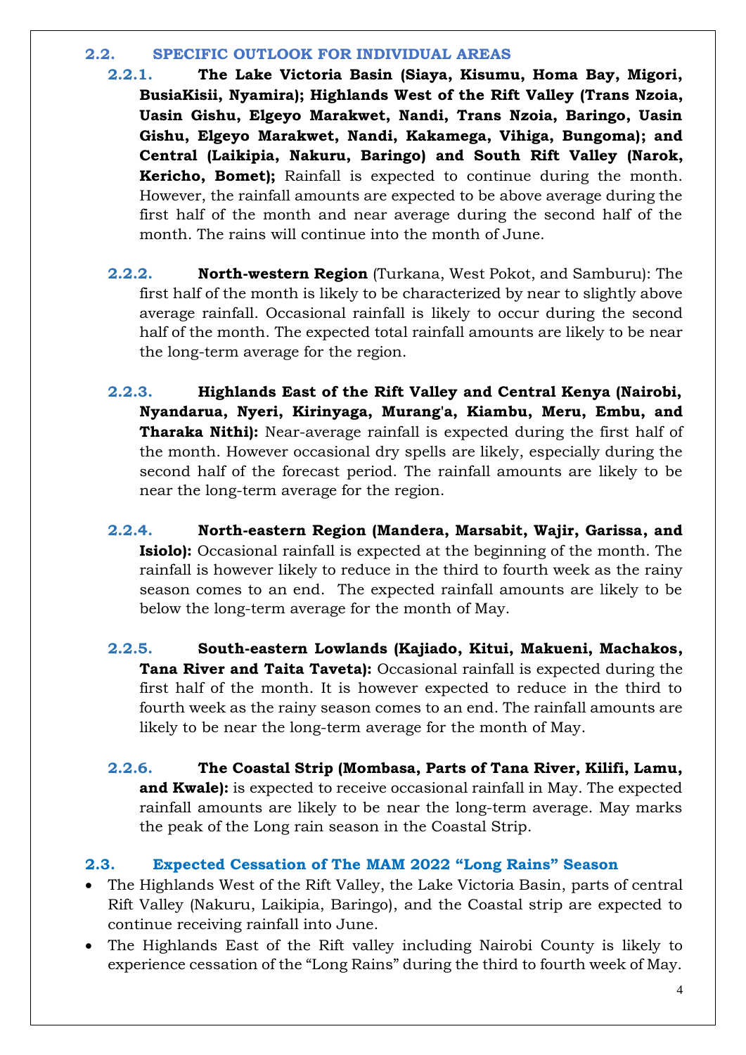## 2.2. SPECIFIC OUTLOOK FOR INDIVIDUAL AREAS

### 2.2.1. The Lake Victoria Basin (Siaya, Kisumu, Homa Bay, Migori, BusiaKisii, Nyamira); Highlands West of the Rift Valley (Trans Nzoia, Uasin Gishu, Elgeyo Marakwet, Nandi, Trans Nzoia, Baringo, Uasin Gishu, Elgeyo Marakwet, Nandi, Kakamega, Vihiga, Bungoma); and Central (Laikipia, Nakuru, Baringo) and South Rift Valley (Narok, Kericho, Bomet);

Rainfall is expected to continue during the month. However, the rainfall amounts are expected to be above average during the first half of the month and near average during the second half of the month. The rains will continue into the month of June.

### 2.2.2. North-western Region (Turkana, West Pokot, and Samburu):

The first half of the month is likely to be characterized by near to slightly above average rainfall. Occasional rainfall is likely to occur during the second half of the month. The expected total rainfall amounts are likely to be near the long-term average for the region.

### 2.2.3. Highlands East of the Rift Valley and Central Kenya (Nairobi, Nyandarua, Nyeri, Kirinyaga, Murang'a, Kiambu, Meru, Embu, and Tharaka Nithi):

Near-average rainfall is expected during the first half of the month. However occasional dry spells are likely, especially during the second half of the forecast period. The rainfall amounts are likely to be near the long-term average for the region.

### 2.2.4. North-eastern Region (Mandera, Marsabit, Wajir, Garissa, and Isiolo):

Occasional rainfall is expected at the beginning of the month. The rainfall is however likely to reduce in the third to fourth week as the rainy season comes to an end. The expected rainfall amounts are likely to be below the long-term average for the month of May.

### 2.2.5. South-eastern Lowlands (Kajiado, Kitui, Makueni, Machakos, Tana River and Taita Taveta):

Occasional rainfall is expected during the first half of the month. It is however expected to reduce in the third to fourth week as the rainy season comes to an end. The rainfall amounts are likely to be near the long-term average for the month of May.

### 2.2.6. The Coastal Strip (Mombasa, Parts of Tana River, Kilifi, Lamu, and Kwale):

is expected to receive occasional rainfall in May. The expected rainfall amounts are likely to be near the long-term average. May marks the peak of the Long rain season in the Coastal Strip.

## 2.3. Expected Cessation of The MAM 2022 "Long Rains" Season

- The Highlands West of the Rift Valley, the Lake Victoria Basin, parts of central Rift Valley (Nakuru, Laikipia, Baringo), and the Coastal strip are expected to continue receiving rainfall into June.
- The Highlands East of the Rift valley including Nairobi County is likely to experience cessation of the "Long Rains" during the third to fourth week of May.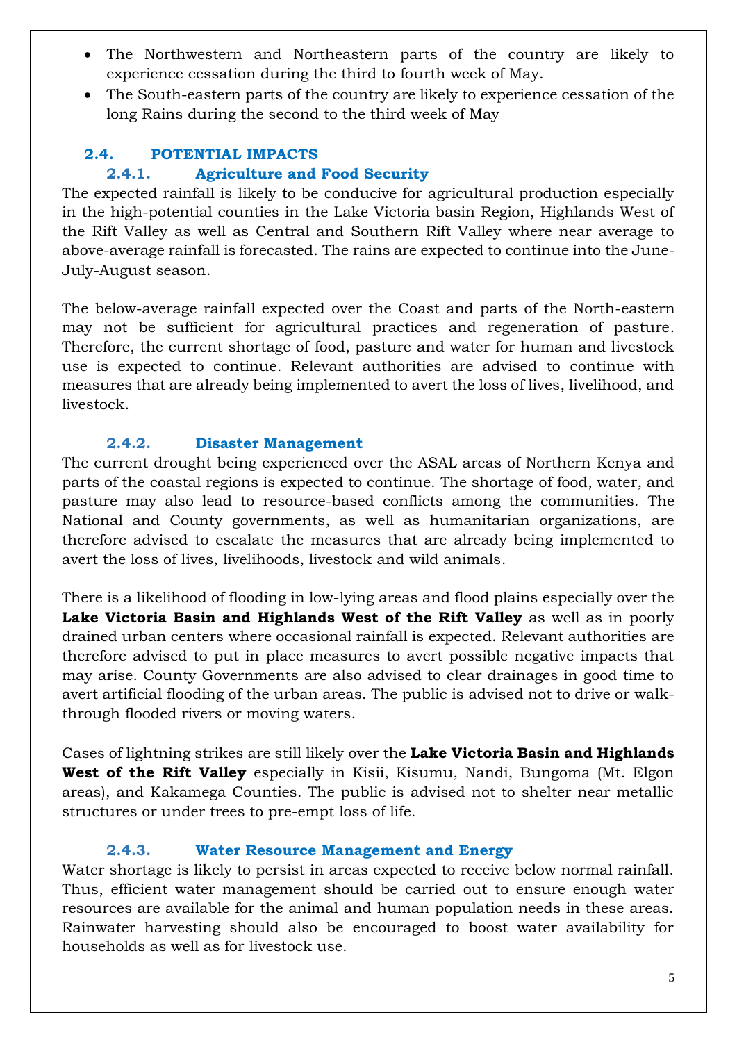- The Northwestern and Northeastern parts of the country are likely to experience cessation during the third to fourth week of May.
- The South-eastern parts of the country are likely to experience cessation of the long Rains during the second to the third week of May

## 2.4. POTENTIAL IMPACTS

### 2.4.1. Agriculture and Food Security

The expected rainfall is likely to be conducive for agricultural production especially in the high-potential counties in the Lake Victoria basin Region, Highlands West of the Rift Valley as well as Central and Southern Rift Valley where near average to above-average rainfall is forecasted. The rains are expected to continue into the June-July-August season.

The below-average rainfall expected over the Coast and parts of the North-eastern may not be sufficient for agricultural practices and regeneration of pasture. Therefore, the current shortage of food, pasture and water for human and livestock use is expected to continue. Relevant authorities are advised to continue with measures that are already being implemented to avert the loss of lives, livelihood, and livestock.

### 2.4.2. Disaster Management

The current drought being experienced over the ASAL areas of Northern Kenya and parts of the coastal regions is expected to continue. The shortage of food, water, and pasture may also lead to resource-based conflicts among the communities. The National and County governments, as well as humanitarian organizations, are therefore advised to escalate the measures that are already being implemented to avert the loss of lives, livelihoods, livestock and wild animals.

There is a likelihood of flooding in low-lying areas and flood plains especially over the **Lake Victoria Basin and Highlands West of the Rift Valley** as well as in poorly drained urban centers where occasional rainfall is expected. Relevant authorities are therefore advised to put in place measures to avert possible negative impacts that may arise. County Governments are also advised to clear drainages in good time to avert artificial flooding of the urban areas. The public is advised not to drive or walk-through flooded rivers or moving waters.

Cases of lightning strikes are still likely over the **Lake Victoria Basin and Highlands West of the Rift Valley** especially in Kisii, Kisumu, Nandi, Bungoma (Mt. Elgon areas), and Kakamega Counties. The public is advised not to shelter near metallic structures or under trees to pre-empt loss of life.

### 2.4.3. Water Resource Management and Energy

Water shortage is likely to persist in areas expected to receive below normal rainfall. Thus, efficient water management should be carried out to ensure enough water resources are available for the animal and human population needs in these areas. Rainwater harvesting should also be encouraged to boost water availability for households as well as for livestock use.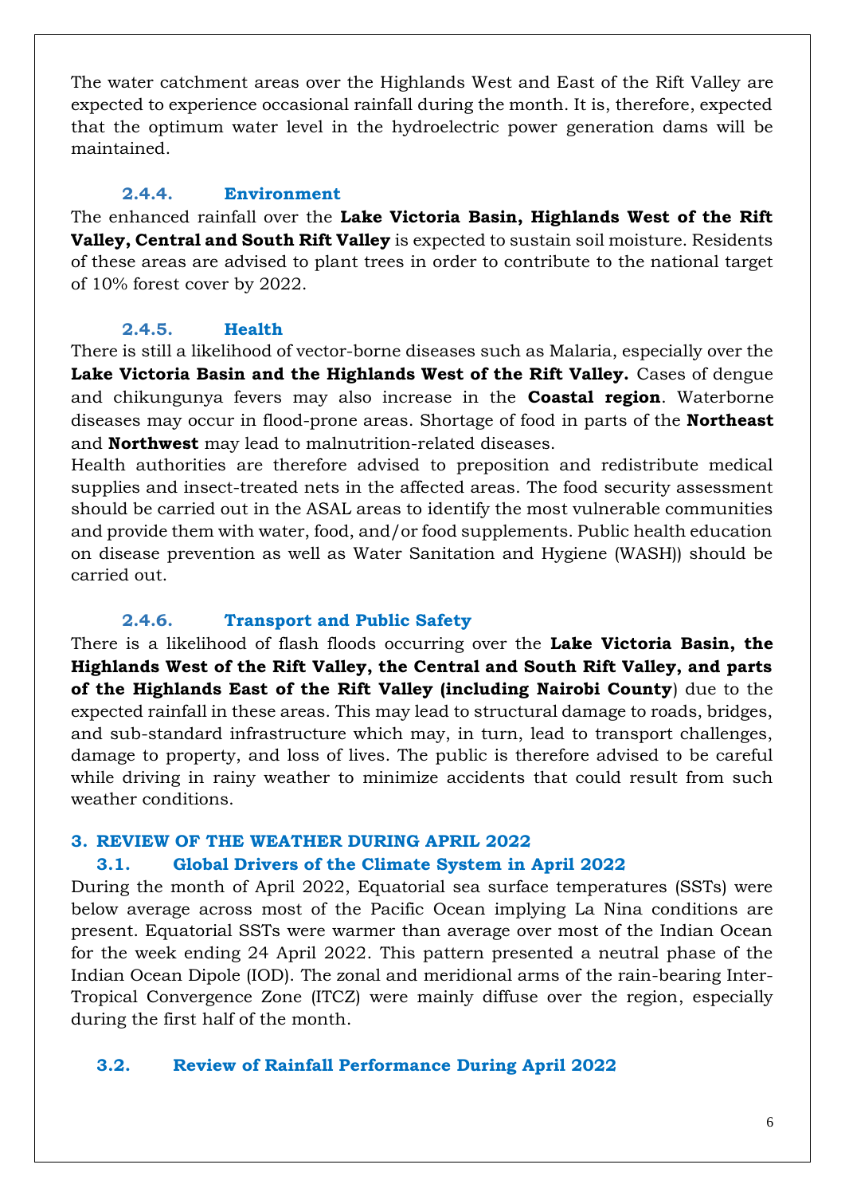The water catchment areas over the Highlands West and East of the Rift Valley are expected to experience occasional rainfall during the month. It is, therefore, expected that the optimum water level in the hydroelectric power generation dams will be maintained.

#### 2.4.4. Environment

The enhanced rainfall over the **Lake Victoria Basin, Highlands West of the Rift Valley, Central and South Rift Valley** is expected to sustain soil moisture. Residents of these areas are advised to plant trees in order to contribute to the national target of 10% forest cover by 2022.

#### 2.4.5. Health

There is still a likelihood of vector-borne diseases such as Malaria, especially over the **Lake Victoria Basin and the Highlands West of the Rift Valley.** Cases of dengue and chikungunya fevers may also increase in the **Coastal region**. Waterborne diseases may occur in flood-prone areas. Shortage of food in parts of the **Northeast** and **Northwest** may lead to malnutrition-related diseases.

Health authorities are therefore advised to preposition and redistribute medical supplies and insect-treated nets in the affected areas. The food security assessment should be carried out in the ASAL areas to identify the most vulnerable communities and provide them with water, food, and/or food supplements. Public health education on disease prevention as well as Water Sanitation and Hygiene (WASH)) should be carried out.

#### 2.4.6. Transport and Public Safety

There is a likelihood of flash floods occurring over the **Lake Victoria Basin, the Highlands West of the Rift Valley, the Central and South Rift Valley, and parts of the Highlands East of the Rift Valley (including Nairobi County**) due to the expected rainfall in these areas. This may lead to structural damage to roads, bridges, and sub-standard infrastructure which may, in turn, lead to transport challenges, damage to property, and loss of lives. The public is therefore advised to be careful while driving in rainy weather to minimize accidents that could result from such weather conditions.

## 3. REVIEW OF THE WEATHER DURING APRIL 2022

### 3.1. Global Drivers of the Climate System in April 2022

During the month of April 2022, Equatorial sea surface temperatures (SSTs) were below average across most of the Pacific Ocean implying La Nina conditions are present. Equatorial SSTs were warmer than average over most of the Indian Ocean for the week ending 24 April 2022. This pattern presented a neutral phase of the Indian Ocean Dipole (IOD). The zonal and meridional arms of the rain-bearing Inter-Tropical Convergence Zone (ITCZ) were mainly diffuse over the region, especially during the first half of the month.

### 3.2. Review of Rainfall Performance During April 2022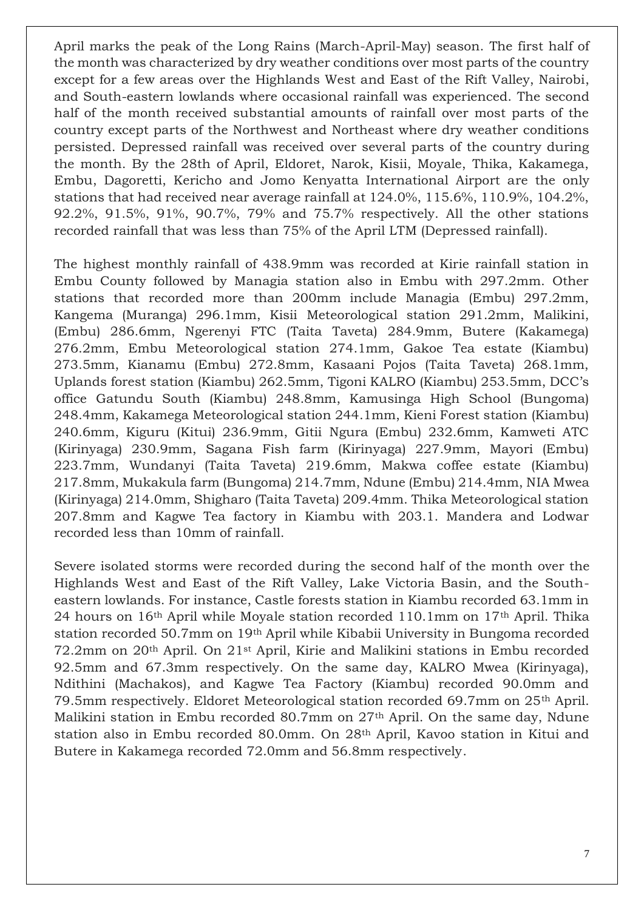April marks the peak of the Long Rains (March-April-May) season. The first half of the month was characterized by dry weather conditions over most parts of the country except for a few areas over the Highlands West and East of the Rift Valley, Nairobi, and South-eastern lowlands where occasional rainfall was experienced. The second half of the month received substantial amounts of rainfall over most parts of the country except parts of the Northwest and Northeast where dry weather conditions persisted. Depressed rainfall was received over several parts of the country during the month. By the 28th of April, Eldoret, Narok, Kisii, Moyale, Thika, Kakamega, Embu, Dagoretti, Kericho and Jomo Kenyatta International Airport are the only stations that had received near average rainfall at 124.0%, 115.6%, 110.9%, 104.2%, 92.2%, 91.5%, 91%, 90.7%, 79% and 75.7% respectively. All the other stations recorded rainfall that was less than 75% of the April LTM (Depressed rainfall).

The highest monthly rainfall of 438.9mm was recorded at Kirie rainfall station in Embu County followed by Managia station also in Embu with 297.2mm. Other stations that recorded more than 200mm include Managia (Embu) 297.2mm, Kangema (Muranga) 296.1mm, Kisii Meteorological station 291.2mm, Malikini, (Embu) 286.6mm, Ngerenyi FTC (Taita Taveta) 284.9mm, Butere (Kakamega) 276.2mm, Embu Meteorological station 274.1mm, Gakoe Tea estate (Kiambu) 273.5mm, Kianamu (Embu) 272.8mm, Kasaani Pojos (Taita Taveta) 268.1mm, Uplands forest station (Kiambu) 262.5mm, Tigoni KALRO (Kiambu) 253.5mm, DCC's office Gatundu South (Kiambu) 248.8mm, Kamusinga High School (Bungoma) 248.4mm, Kakamega Meteorological station 244.1mm, Kieni Forest station (Kiambu) 240.6mm, Kiguru (Kitui) 236.9mm, Gitii Ngura (Embu) 232.6mm, Kamweti ATC (Kirinyaga) 230.9mm, Sagana Fish farm (Kirinyaga) 227.9mm, Mayori (Embu) 223.7mm, Wundanyi (Taita Taveta) 219.6mm, Makwa coffee estate (Kiambu) 217.8mm, Mukakula farm (Bungoma) 214.7mm, Ndune (Embu) 214.4mm, NIA Mwea (Kirinyaga) 214.0mm, Shigharo (Taita Taveta) 209.4mm. Thika Meteorological station 207.8mm and Kagwe Tea factory in Kiambu with 203.1. Mandera and Lodwar recorded less than 10mm of rainfall.

Severe isolated storms were recorded during the second half of the month over the Highlands West and East of the Rift Valley, Lake Victoria Basin, and the South-eastern lowlands. For instance, Castle forests station in Kiambu recorded 63.1mm in 24 hours on 16th April while Moyale station recorded 110.1mm on 17th April. Thika station recorded 50.7mm on 19th April while Kibabii University in Bungoma recorded 72.2mm on 20th April. On 21st April, Kirie and Malikini stations in Embu recorded 92.5mm and 67.3mm respectively. On the same day, KALRO Mwea (Kirinyaga), Ndithini (Machakos), and Kagwe Tea Factory (Kiambu) recorded 90.0mm and 79.5mm respectively. Eldoret Meteorological station recorded 69.7mm on 25th April. Malikini station in Embu recorded 80.7mm on 27th April. On the same day, Ndune station also in Embu recorded 80.0mm. On 28th April, Kavoo station in Kitui and Butere in Kakamega recorded 72.0mm and 56.8mm respectively.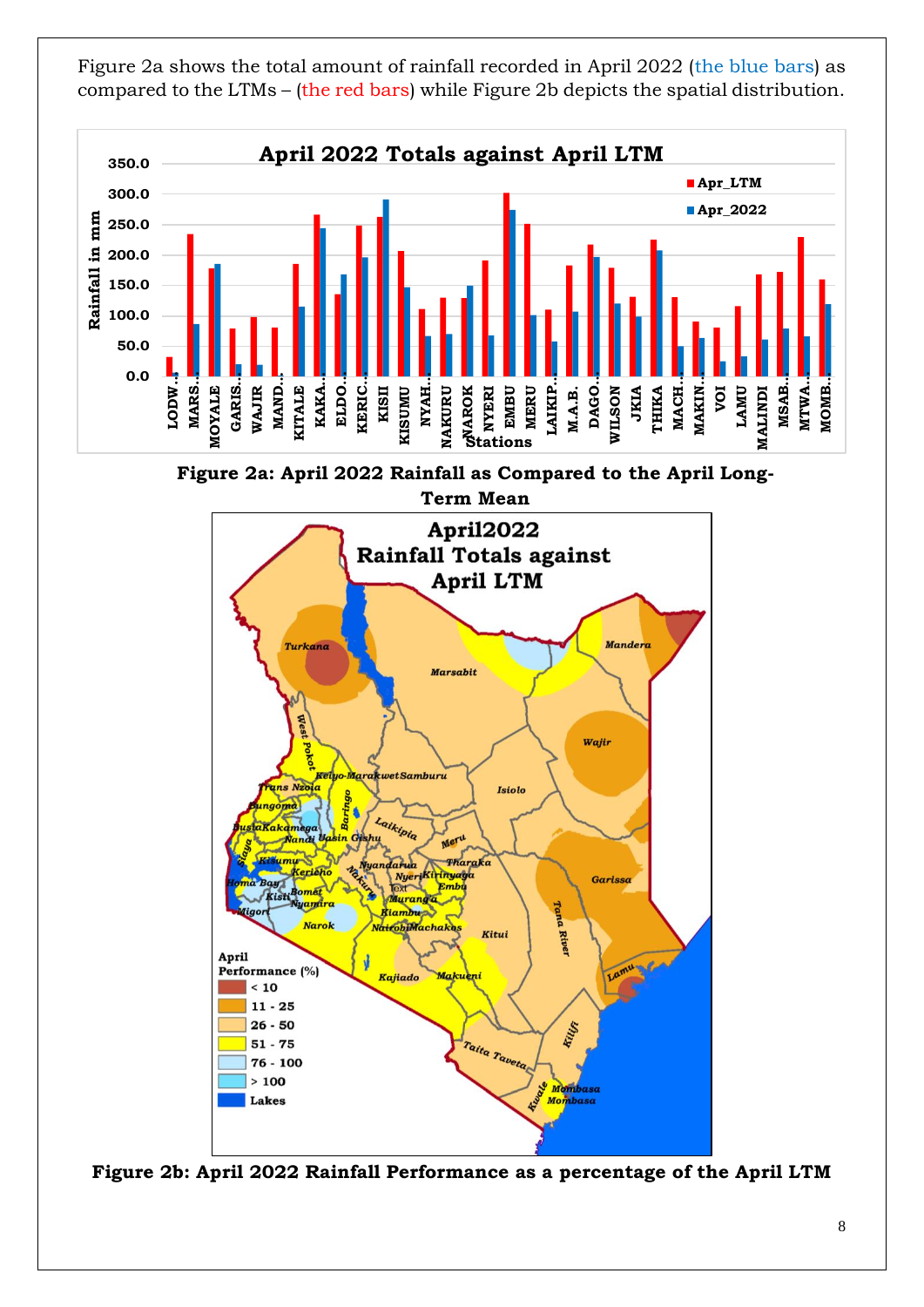Figure 2a shows the total amount of rainfall recorded in April 2022 (the blue bars) as compared to the LTMs – (the red bars) while Figure 2b depicts the spatial distribution.

**Figure 2a: April 2022 Rainfall as Compared to the April Long-Term Mean**

**Figure 2b: April 2022 Rainfall Performance as a percentage of the April LTM**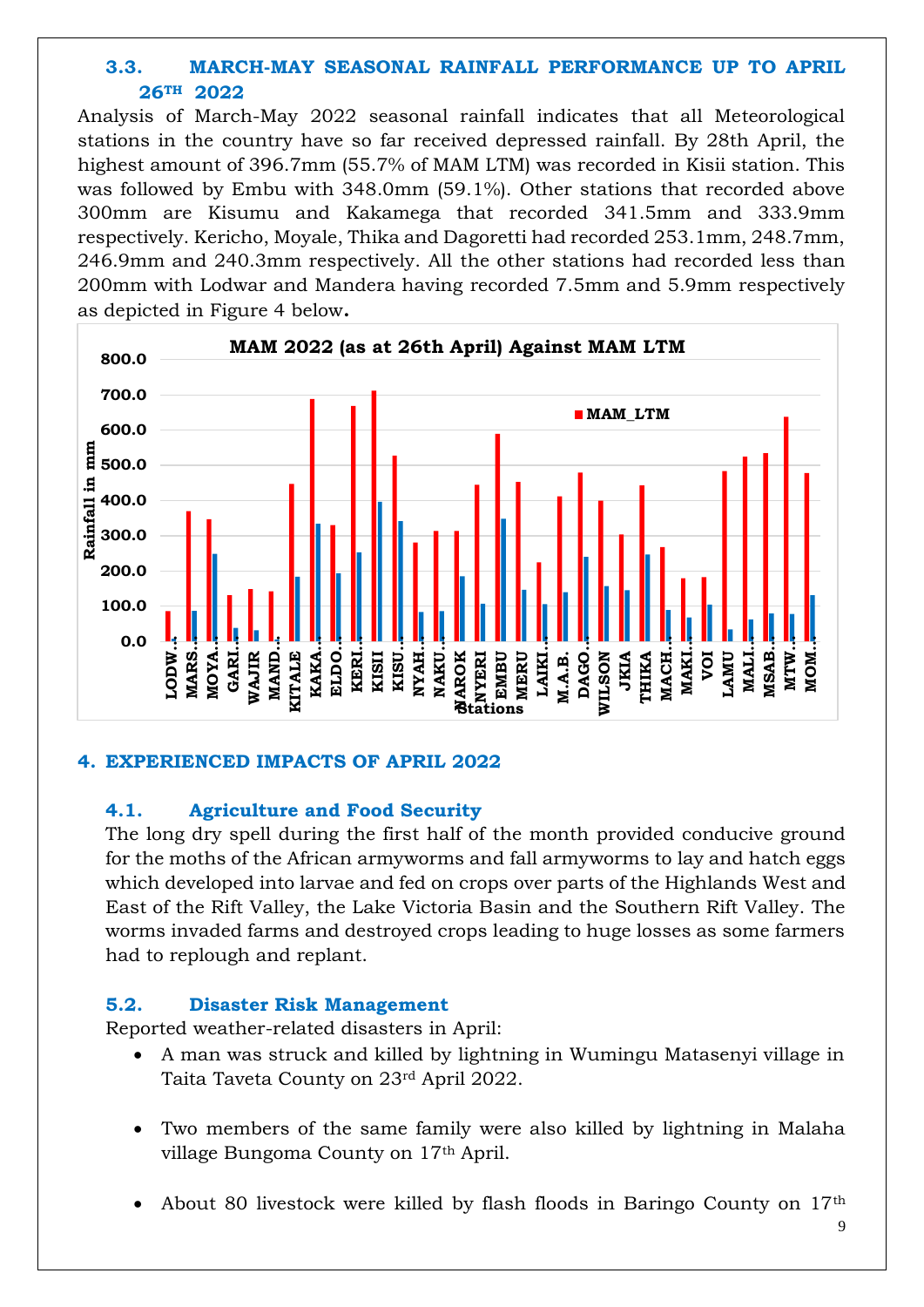### 3.3. MARCH-MAY SEASONAL RAINFALL PERFORMANCE UP TO APRIL 26TH 2022

Analysis of March-May 2022 seasonal rainfall indicates that all Meteorological stations in the country have so far received depressed rainfall. By 28th April, the highest amount of 396.7mm (55.7% of MAM LTM) was recorded in Kisii station. This was followed by Embu with 348.0mm (59.1%). Other stations that recorded above 300mm are Kisumu and Kakamega that recorded 341.5mm and 333.9mm respectively. Kericho, Moyale, Thika and Dagoretti had recorded 253.1mm, 248.7mm, 246.9mm and 240.3mm respectively. All the other stations had recorded less than 200mm with Lodwar and Mandera having recorded 7.5mm and 5.9mm respectively as depicted in Figure 4 below**.**

MAM 2022 (as at 26th April) Against MAM LTM

## 4. EXPERIENCED IMPACTS OF APRIL 2022

### 4.1. Agriculture and Food Security

The long dry spell during the first half of the month provided conducive ground for the moths of the African armyworms and fall armyworms to lay and hatch eggs which developed into larvae and fed on crops over parts of the Highlands West and East of the Rift Valley, the Lake Victoria Basin and the Southern Rift Valley. The worms invaded farms and destroyed crops leading to huge losses as some farmers had to replough and replant.

### 5.2. Disaster Risk Management

Reported weather-related disasters in April:

- A man was struck and killed by lightning in Wumingu Matasenyi village in Taita Taveta County on 23rd April 2022.
- Two members of the same family were also killed by lightning in Malaha village Bungoma County on 17th April.
- About 80 livestock were killed by flash floods in Baringo County on 17th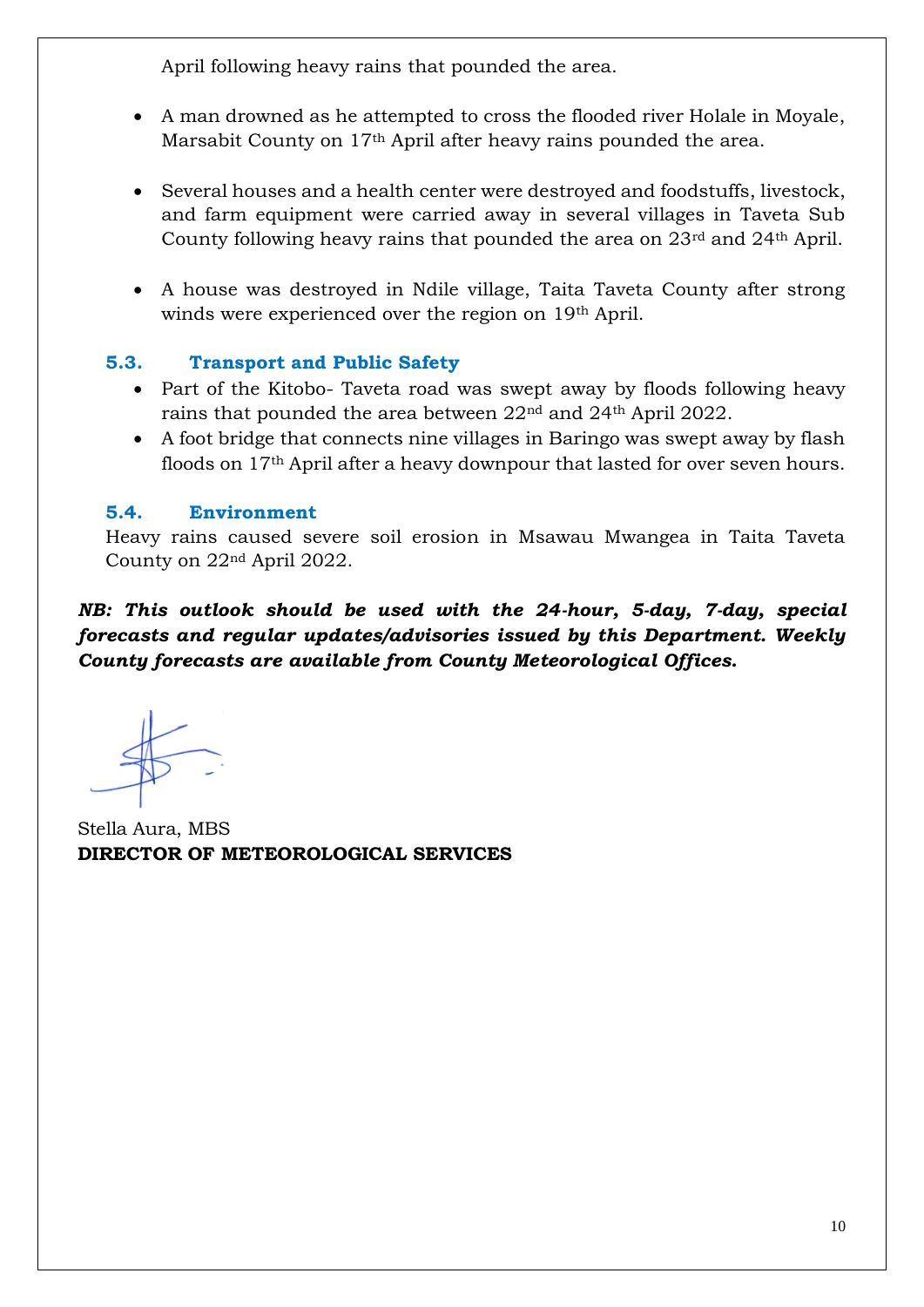April following heavy rains that pounded the area.

- A man drowned as he attempted to cross the flooded river Holale in Moyale, Marsabit County on 17th April after heavy rains pounded the area.

- Several houses and a health center were destroyed and foodstuffs, livestock, and farm equipment were carried away in several villages in Taveta Sub County following heavy rains that pounded the area on 23rd and 24th April.

- A house was destroyed in Ndile village, Taita Taveta County after strong winds were experienced over the region on 19th April.

### 5.3. Transport and Public Safety

- Part of the Kitobo- Taveta road was swept away by floods following heavy rains that pounded the area between 22nd and 24th April 2022.
- A foot bridge that connects nine villages in Baringo was swept away by flash floods on 17th April after a heavy downpour that lasted for over seven hours.

### 5.4. Environment

Heavy rains caused severe soil erosion in Msawau Mwangea in Taita Taveta County on 22nd April 2022.

***NB: This outlook should be used with the 24-hour, 5-day, 7-day, special forecasts and regular updates/advisories issued by this Department. Weekly County forecasts are available from County Meteorological Offices.***

Stella Aura, MBS
**DIRECTOR OF METEOROLOGICAL SERVICES**